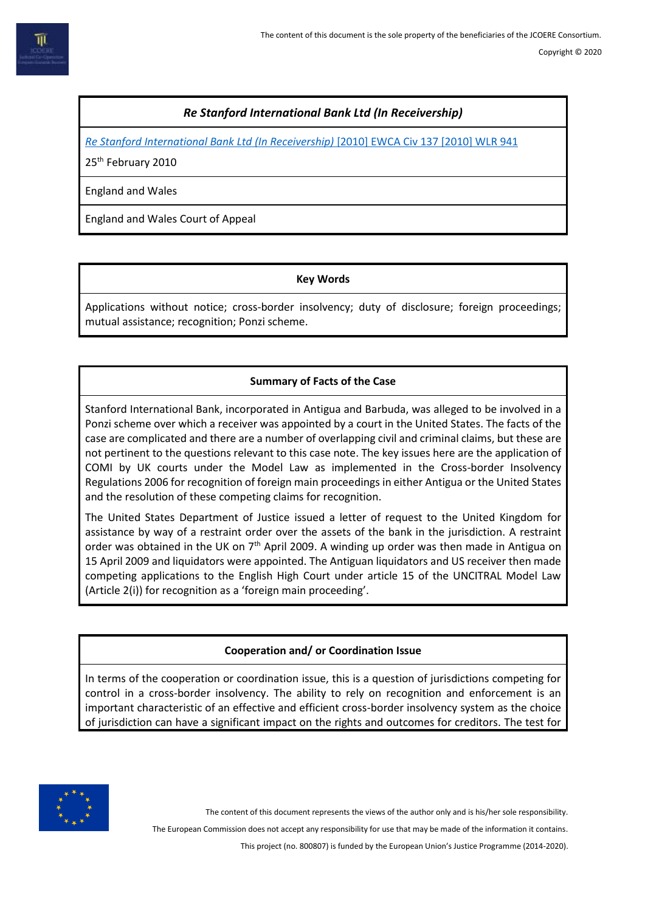## *Re Stanford International Bank Ltd (In Receivership)*

*Re Stanford International Bank Ltd (In Receivership)* [2010] EWCA Civ 137 [2010] WLR 941

25th February 2010

England and Wales

England and Wales Court of Appeal

### Key Words

Applications without notice; cross-border insolvency; duty of disclosure; foreign proceedings; mutual assistance; recognition; Ponzi scheme.

### Summary of Facts of the Case

Stanford International Bank, incorporated in Antigua and Barbuda, was alleged to be involved in a Ponzi scheme over which a receiver was appointed by a court in the United States. The facts of the case are complicated and there are a number of overlapping civil and criminal claims, but these are not pertinent to the questions relevant to this case note. The key issues here are the application of COMI by UK courts under the Model Law as implemented in the Cross-border Insolvency Regulations 2006 for recognition of foreign main proceedings in either Antigua or the United States and the resolution of these competing claims for recognition.

The United States Department of Justice issued a letter of request to the United Kingdom for assistance by way of a restraint order over the assets of the bank in the jurisdiction. A restraint order was obtained in the UK on 7th April 2009. A winding up order was then made in Antigua on 15 April 2009 and liquidators were appointed. The Antiguan liquidators and US receiver then made competing applications to the English High Court under article 15 of the UNCITRAL Model Law (Article 2(i)) for recognition as a 'foreign main proceeding'.

### Cooperation and/ or Coordination Issue

In terms of the cooperation or coordination issue, this is a question of jurisdictions competing for control in a cross-border insolvency. The ability to rely on recognition and enforcement is an important characteristic of an effective and efficient cross-border insolvency system as the choice of jurisdiction can have a significant impact on the rights and outcomes for creditors. The test for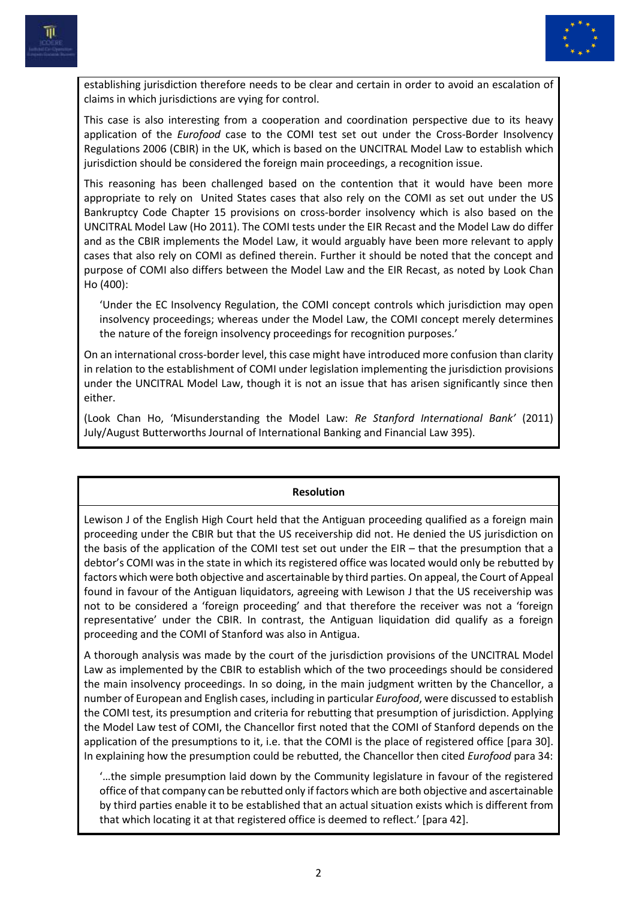establishing jurisdiction therefore needs to be clear and certain in order to avoid an escalation of claims in which jurisdictions are vying for control.

This case is also interesting from a cooperation and coordination perspective due to its heavy application of the *Eurofood* case to the COMI test set out under the Cross-Border Insolvency Regulations 2006 (CBIR) in the UK, which is based on the UNCITRAL Model Law to establish which jurisdiction should be considered the foreign main proceedings, a recognition issue.

This reasoning has been challenged based on the contention that it would have been more appropriate to rely on United States cases that also rely on the COMI as set out under the US Bankruptcy Code Chapter 15 provisions on cross-border insolvency which is also based on the UNCITRAL Model Law (Ho 2011). The COMI tests under the EIR Recast and the Model Law do differ and as the CBIR implements the Model Law, it would arguably have been more relevant to apply cases that also rely on COMI as defined therein. Further it should be noted that the concept and purpose of COMI also differs between the Model Law and the EIR Recast, as noted by Look Chan Ho (400):

> 'Under the EC Insolvency Regulation, the COMI concept controls which jurisdiction may open insolvency proceedings; whereas under the Model Law, the COMI concept merely determines the nature of the foreign insolvency proceedings for recognition purposes.'

On an international cross-border level, this case might have introduced more confusion than clarity in relation to the establishment of COMI under legislation implementing the jurisdiction provisions under the UNCITRAL Model Law, though it is not an issue that has arisen significantly since then either.

(Look Chan Ho, 'Misunderstanding the Model Law: *Re Stanford International Bank'* (2011) July/August Butterworths Journal of International Banking and Financial Law 395).

**Resolution**

Lewison J of the English High Court held that the Antiguan proceeding qualified as a foreign main proceeding under the CBIR but that the US receivership did not. He denied the US jurisdiction on the basis of the application of the COMI test set out under the EIR – that the presumption that a debtor's COMI was in the state in which its registered office was located would only be rebutted by factors which were both objective and ascertainable by third parties. On appeal, the Court of Appeal found in favour of the Antiguan liquidators, agreeing with Lewison J that the US receivership was not to be considered a 'foreign proceeding' and that therefore the receiver was not a 'foreign representative' under the CBIR. In contrast, the Antiguan liquidation did qualify as a foreign proceeding and the COMI of Stanford was also in Antigua.

A thorough analysis was made by the court of the jurisdiction provisions of the UNCITRAL Model Law as implemented by the CBIR to establish which of the two proceedings should be considered the main insolvency proceedings. In so doing, in the main judgment written by the Chancellor, a number of European and English cases, including in particular *Eurofood*, were discussed to establish the COMI test, its presumption and criteria for rebutting that presumption of jurisdiction. Applying the Model Law test of COMI, the Chancellor first noted that the COMI of Stanford depends on the application of the presumptions to it, i.e. that the COMI is the place of registered office [para 30]. In explaining how the presumption could be rebutted, the Chancellor then cited *Eurofood* para 34:

> '…the simple presumption laid down by the Community legislature in favour of the registered office of that company can be rebutted only if factors which are both objective and ascertainable by third parties enable it to be established that an actual situation exists which is different from that which locating it at that registered office is deemed to reflect.' [para 42].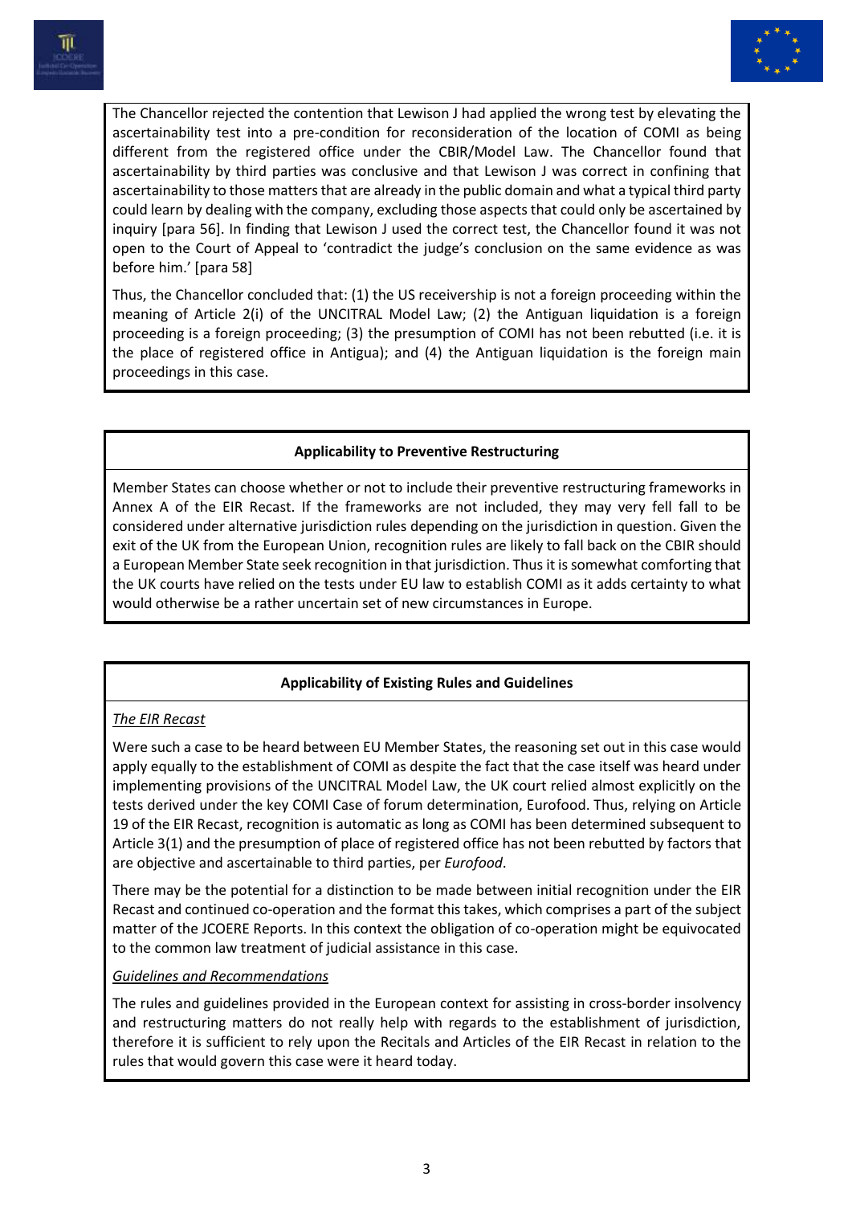The Chancellor rejected the contention that Lewison J had applied the wrong test by elevating the ascertainability test into a pre-condition for reconsideration of the location of COMI as being different from the registered office under the CBIR/Model Law. The Chancellor found that ascertainability by third parties was conclusive and that Lewison J was correct in confining that ascertainability to those matters that are already in the public domain and what a typical third party could learn by dealing with the company, excluding those aspects that could only be ascertained by inquiry [para 56]. In finding that Lewison J used the correct test, the Chancellor found it was not open to the Court of Appeal to 'contradict the judge's conclusion on the same evidence as was before him.' [para 58]

Thus, the Chancellor concluded that: (1) the US receivership is not a foreign proceeding within the meaning of Article 2(i) of the UNCITRAL Model Law; (2) the Antiguan liquidation is a foreign proceeding is a foreign proceeding; (3) the presumption of COMI has not been rebutted (i.e. it is the place of registered office in Antigua); and (4) the Antiguan liquidation is the foreign main proceedings in this case.

**Applicability to Preventive Restructuring**

Member States can choose whether or not to include their preventive restructuring frameworks in Annex A of the EIR Recast. If the frameworks are not included, they may very fell fall to be considered under alternative jurisdiction rules depending on the jurisdiction in question. Given the exit of the UK from the European Union, recognition rules are likely to fall back on the CBIR should a European Member State seek recognition in that jurisdiction. Thus it is somewhat comforting that the UK courts have relied on the tests under EU law to establish COMI as it adds certainty to what would otherwise be a rather uncertain set of new circumstances in Europe.

**Applicability of Existing Rules and Guidelines**

<u>*The EIR Recast*</u>

Were such a case to be heard between EU Member States, the reasoning set out in this case would apply equally to the establishment of COMI as despite the fact that the case itself was heard under implementing provisions of the UNCITRAL Model Law, the UK court relied almost explicitly on the tests derived under the key COMI Case of forum determination, Eurofood. Thus, relying on Article 19 of the EIR Recast, recognition is automatic as long as COMI has been determined subsequent to Article 3(1) and the presumption of place of registered office has not been rebutted by factors that are objective and ascertainable to third parties, per *Eurofood*.

There may be the potential for a distinction to be made between initial recognition under the EIR Recast and continued co-operation and the format this takes, which comprises a part of the subject matter of the JCOERE Reports. In this context the obligation of co-operation might be equivocated to the common law treatment of judicial assistance in this case.

<u>*Guidelines and Recommendations*</u>

The rules and guidelines provided in the European context for assisting in cross-border insolvency and restructuring matters do not really help with regards to the establishment of jurisdiction, therefore it is sufficient to rely upon the Recitals and Articles of the EIR Recast in relation to the rules that would govern this case were it heard today.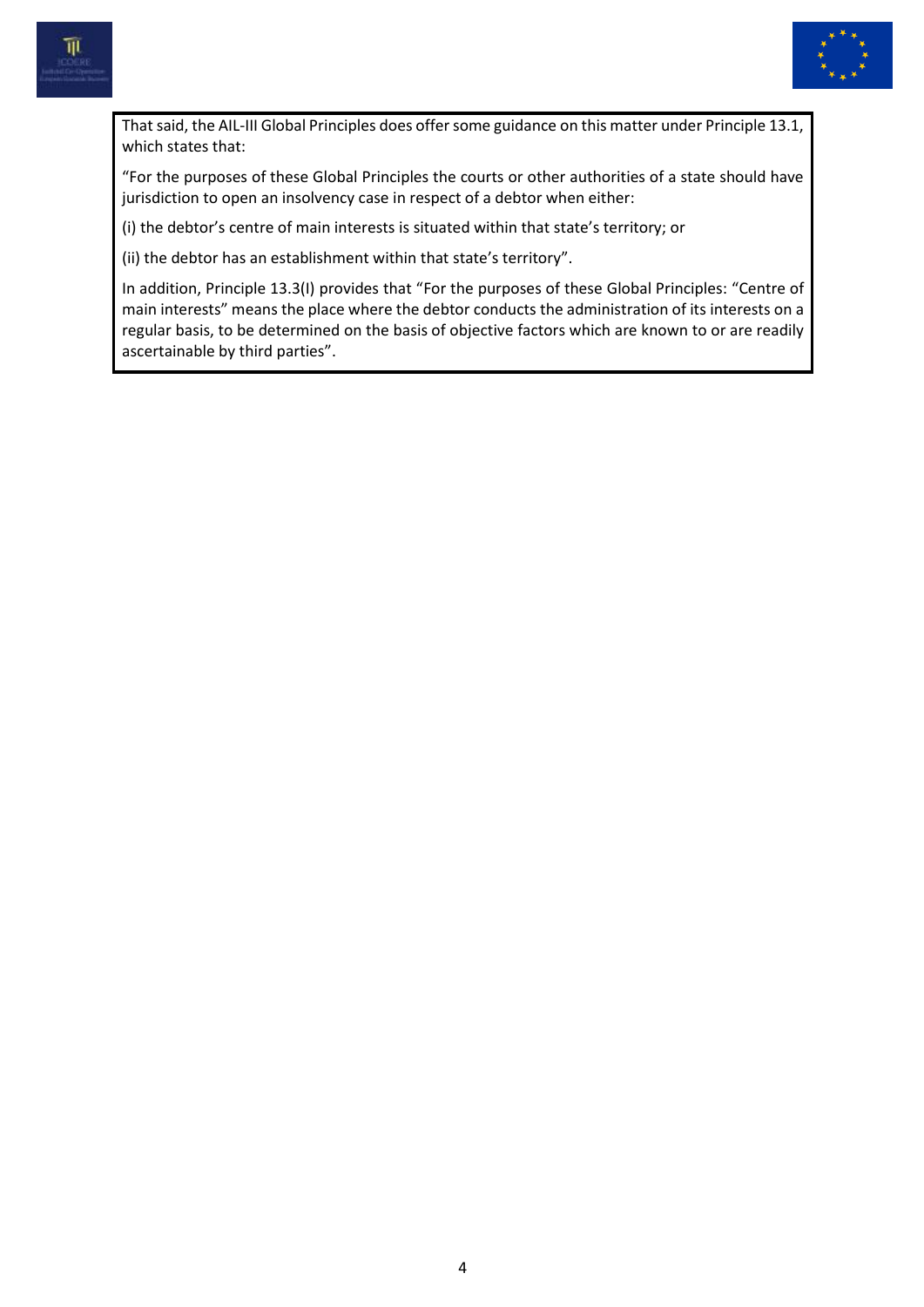That said, the AIL-III Global Principles does offer some guidance on this matter under Principle 13.1, which states that:

"For the purposes of these Global Principles the courts or other authorities of a state should have jurisdiction to open an insolvency case in respect of a debtor when either:

(i) the debtor's centre of main interests is situated within that state's territory; or

(ii) the debtor has an establishment within that state's territory".

In addition, Principle 13.3(I) provides that "For the purposes of these Global Principles: "Centre of main interests" means the place where the debtor conducts the administration of its interests on a regular basis, to be determined on the basis of objective factors which are known to or are readily ascertainable by third parties".